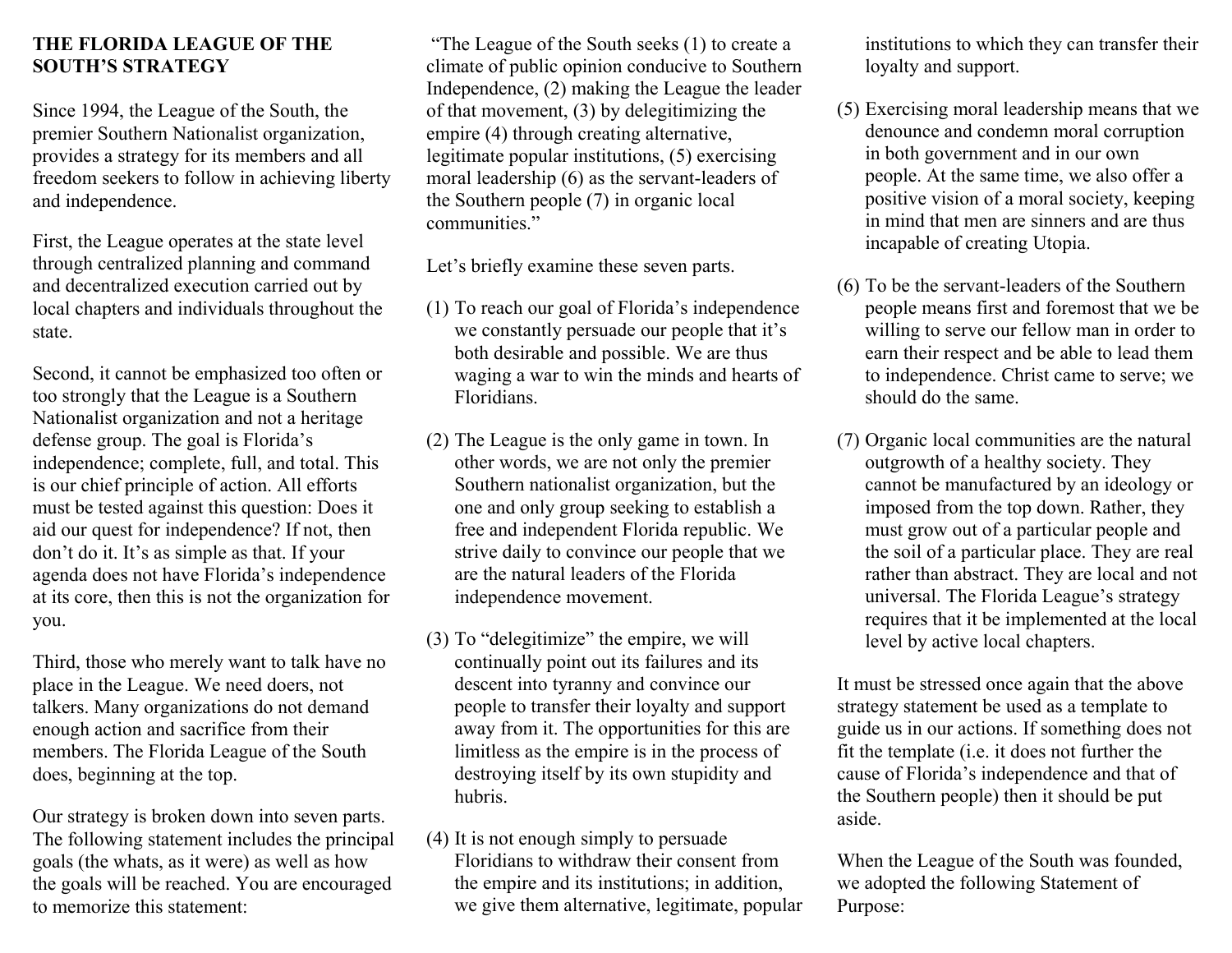**THE FLORIDA LEAGUE OF THE SOUTH'S STRATEGY**

Since 1994, the League of the South, the premier Southern Nationalist organization, provides a strategy for its members and all freedom seekers to follow in achieving liberty and independence.

First, the League operates at the state level through centralized planning and command and decentralized execution carried out by local chapters and individuals throughout the state.

Second, it cannot be emphasized too often or too strongly that the League is a Southern Nationalist organization and not a heritage defense group. The goal is Florida's independence; complete, full, and total. This is our chief principle of action. All efforts must be tested against this question: Does it aid our quest for independence? If not, then don't do it. It's as simple as that. If your agenda does not have Florida's independence at its core, then this is not the organization for you.

Third, those who merely want to talk have no place in the League. We need doers, not talkers. Many organizations do not demand enough action and sacrifice from their members. The Florida League of the South does, beginning at the top.

Our strategy is broken down into seven parts. The following statement includes the principal goals (the whats, as it were) as well as how the goals will be reached. You are encouraged to memorize this statement:

"The League of the South seeks (1) to create a climate of public opinion conducive to Southern Independence, (2) making the League the leader of that movement, (3) by delegitimizing the empire (4) through creating alternative, legitimate popular institutions, (5) exercising moral leadership (6) as the servant-leaders of the Southern people (7) in organic local communities."

Let's briefly examine these seven parts.

(1) To reach our goal of Florida's independence we constantly persuade our people that it's both desirable and possible. We are thus waging a war to win the minds and hearts of Floridians.

(2) The League is the only game in town. In other words, we are not only the premier Southern nationalist organization, but the one and only group seeking to establish a free and independent Florida republic. We strive daily to convince our people that we are the natural leaders of the Florida independence movement.

(3) To "delegitimize" the empire, we will continually point out its failures and its descent into tyranny and convince our people to transfer their loyalty and support away from it. The opportunities for this are limitless as the empire is in the process of destroying itself by its own stupidity and hubris.

(4) It is not enough simply to persuade Floridians to withdraw their consent from the empire and its institutions; in addition, we give them alternative, legitimate, popular institutions to which they can transfer their loyalty and support.

(5) Exercising moral leadership means that we denounce and condemn moral corruption in both government and in our own people. At the same time, we also offer a positive vision of a moral society, keeping in mind that men are sinners and are thus incapable of creating Utopia.

(6) To be the servant-leaders of the Southern people means first and foremost that we be willing to serve our fellow man in order to earn their respect and be able to lead them to independence. Christ came to serve; we should do the same.

(7) Organic local communities are the natural outgrowth of a healthy society. They cannot be manufactured by an ideology or imposed from the top down. Rather, they must grow out of a particular people and the soil of a particular place. They are real rather than abstract. They are local and not universal. The Florida League's strategy requires that it be implemented at the local level by active local chapters.

It must be stressed once again that the above strategy statement be used as a template to guide us in our actions. If something does not fit the template (i.e. it does not further the cause of Florida's independence and that of the Southern people) then it should be put aside.

When the League of the South was founded, we adopted the following Statement of Purpose: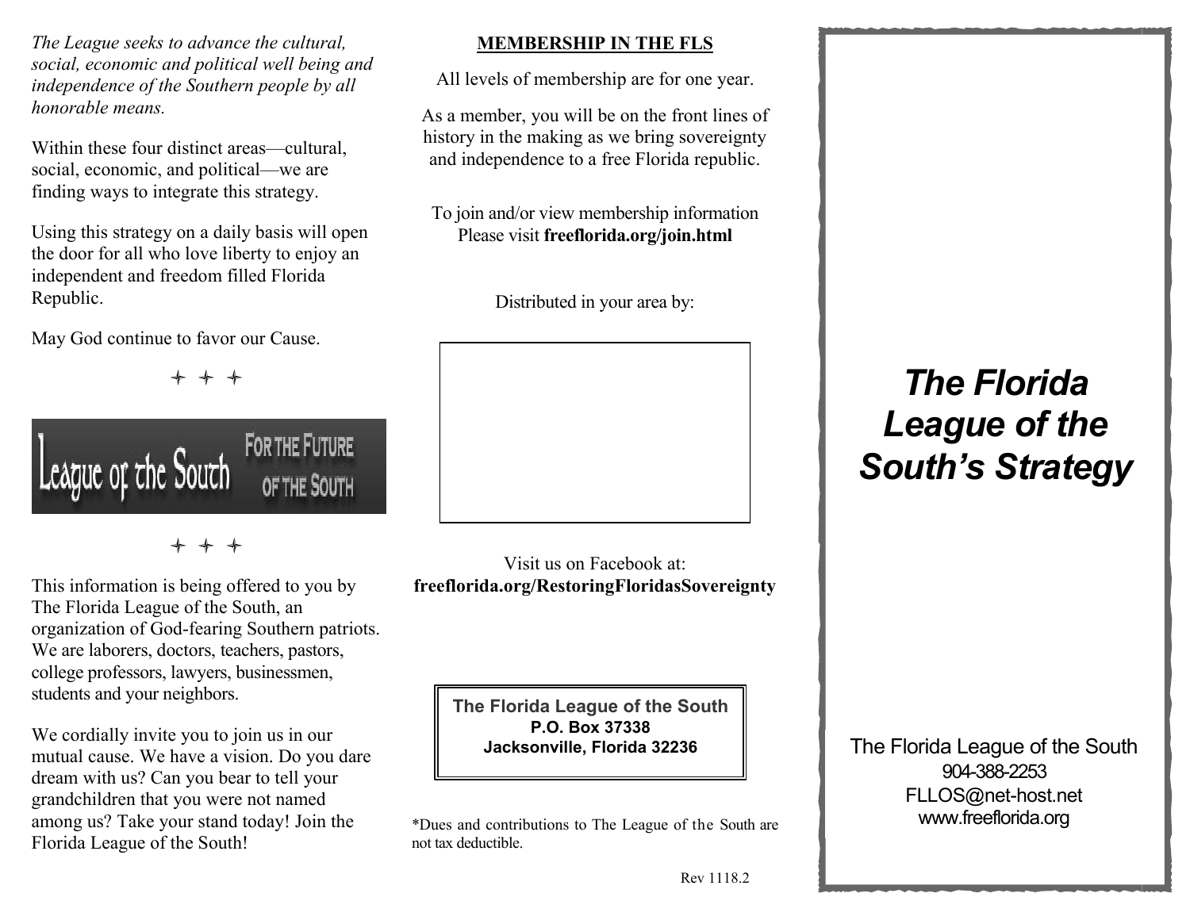*The League seeks to advance the cultural, social, economic and political well being and independence of the Southern people by all honorable means.*

Within these four distinct areas—cultural, social, economic, and political—we are finding ways to integrate this strategy.

Using this strategy on a daily basis will open the door for all who love liberty to enjoy an independent and freedom filled Florida Republic.

May God continue to favor our Cause.

✦ ✦ ✦

League of the South FOR THE FUTURE OF THE SOUTH

✦ ✦ ✦

This information is being offered to you by The Florida League of the South, an organization of God-fearing Southern patriots. We are laborers, doctors, teachers, pastors, college professors, lawyers, businessmen, students and your neighbors.

We cordially invite you to join us in our mutual cause. We have a vision. Do you dare dream with us? Can you bear to tell your grandchildren that you were not named among us? Take your stand today! Join the Florida League of the South!

## MEMBERSHIP IN THE FLS

All levels of membership are for one year.

As a member, you will be on the front lines of history in the making as we bring sovereignty and independence to a free Florida republic.

To join and/or view membership information Please visit **freeflorida.org/join.html**

Distributed in your area by:

Visit us on Facebook at:
**freeflorida.org/RestoringFloridasSovereignty**

**The Florida League of the South**
**P.O. Box 37338**
**Jacksonville, Florida 32236**

*Dues and contributions to The League of the South are not tax deductible.

Rev 1118.2

# *The Florida League of the South's Strategy*

The Florida League of the South
904-388-2253
FLLOS@net-host.net
www.freeflorida.org